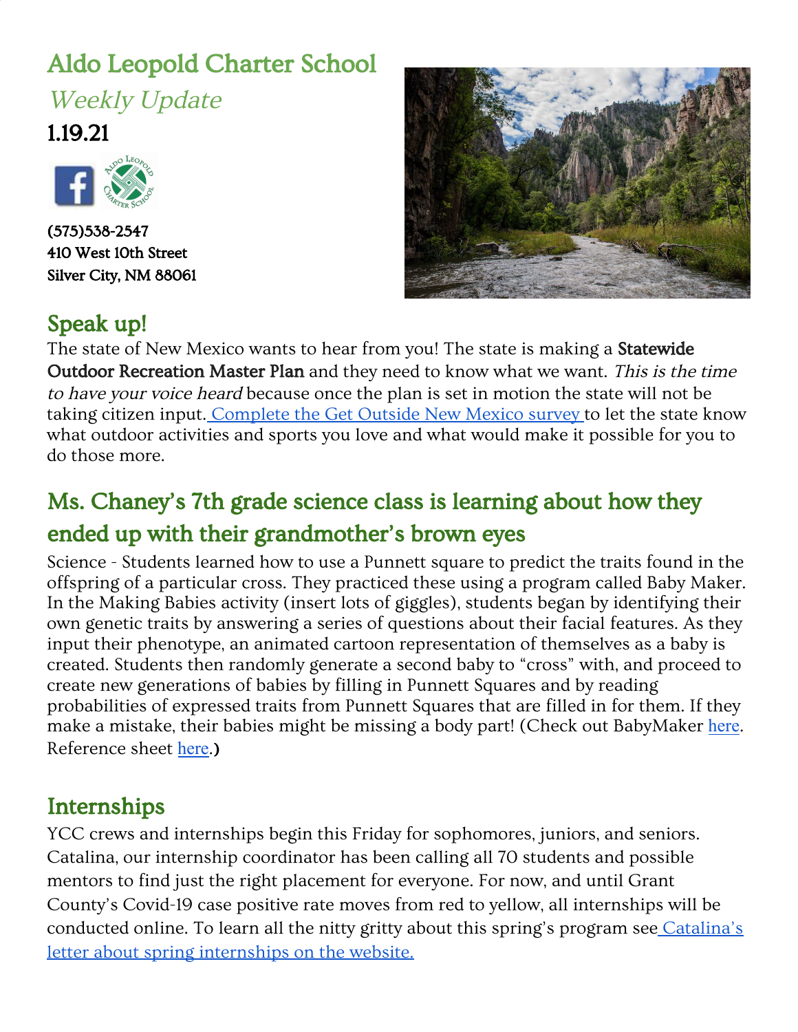# Aldo Leopold Charter School

*Weekly Update*

**1.19.21**

**(575)538-2547**
**410 West 10th Street**
**Silver City, NM 88061**

## Speak up!

The state of New Mexico wants to hear from you! The state is making a **Statewide Outdoor Recreation Master Plan** and they need to know what we want. *This is the time to have your voice heard* because once the plan is set in motion the state will not be taking citizen input. [Complete the Get Outside New Mexico survey](#) to let the state know what outdoor activities and sports you love and what would make it possible for you to do those more.

## Ms. Chaney's 7th grade science class is learning about how they ended up with their grandmother's brown eyes

Science - Students learned how to use a Punnett square to predict the traits found in the offspring of a particular cross. They practiced these using a program called Baby Maker. In the Making Babies activity (insert lots of giggles), students began by identifying their own genetic traits by answering a series of questions about their facial features. As they input their phenotype, an animated cartoon representation of themselves as a baby is created. Students then randomly generate a second baby to "cross" with, and proceed to create new generations of babies by filling in Punnett Squares and by reading probabilities of expressed traits from Punnett Squares that are filled in for them. If they make a mistake, their babies might be missing a body part! (Check out BabyMaker [here](#). Reference sheet [here](#).**)**

## Internships

YCC crews and internships begin this Friday for sophomores, juniors, and seniors. Catalina, our internship coordinator has been calling all 70 students and possible mentors to find just the right placement for everyone. For now, and until Grant County's Covid-19 case positive rate moves from red to yellow, all internships will be conducted online. To learn all the nitty gritty about this spring's program see [Catalina's letter about spring internships on the website.](#)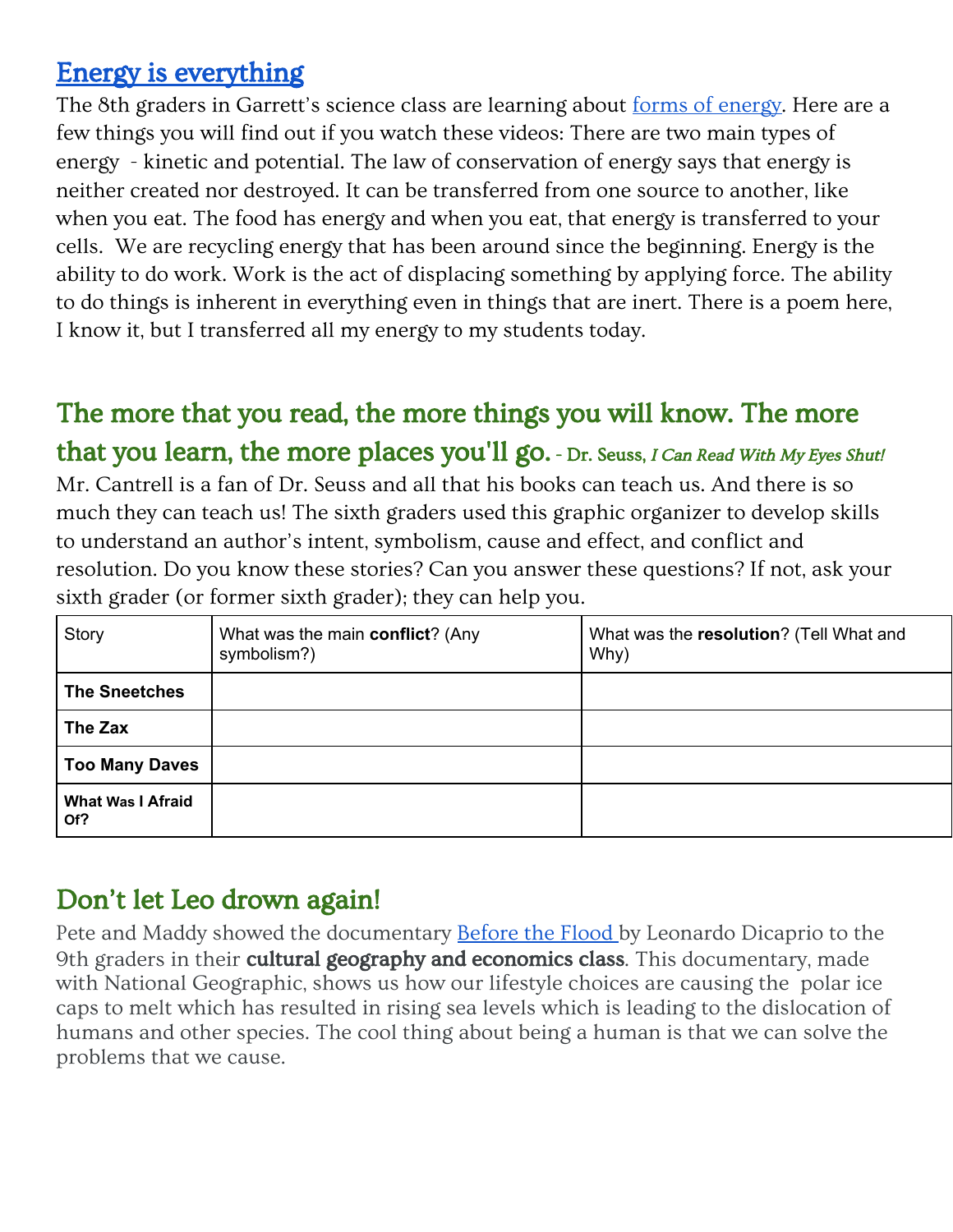## Energy is everything

The 8th graders in Garrett's science class are learning about forms of energy. Here are a few things you will find out if you watch these videos: There are two main types of energy - kinetic and potential. The law of conservation of energy says that energy is neither created nor destroyed. It can be transferred from one source to another, like when you eat. The food has energy and when you eat, that energy is transferred to your cells. We are recycling energy that has been around since the beginning. Energy is the ability to do work. Work is the act of displacing something by applying force. The ability to do things is inherent in everything even in things that are inert. There is a poem here, I know it, but I transferred all my energy to my students today.

## The more that you read, the more things you will know. The more that you learn, the more places you'll go. - Dr. Seuss, *I Can Read With My Eyes Shut!*

Mr. Cantrell is a fan of Dr. Seuss and all that his books can teach us. And there is so much they can teach us! The sixth graders used this graphic organizer to develop skills to understand an author's intent, symbolism, cause and effect, and conflict and resolution. Do you know these stories? Can you answer these questions? If not, ask your sixth grader (or former sixth grader); they can help you.

| Story | What was the main **conflict**? (Any symbolism?) | What was the **resolution**? (Tell What and Why) |
|---|---|---|
| **The Sneetches** | | |
| **The Zax** | | |
| **Too Many Daves** | | |
| **What Was I Afraid Of?** | | |

## Don't let Leo drown again!

Pete and Maddy showed the documentary Before the Flood by Leonardo Dicaprio to the 9th graders in their **cultural geography and economics class**. This documentary, made with National Geographic, shows us how our lifestyle choices are causing the polar ice caps to melt which has resulted in rising sea levels which is leading to the dislocation of humans and other species. The cool thing about being a human is that we can solve the problems that we cause.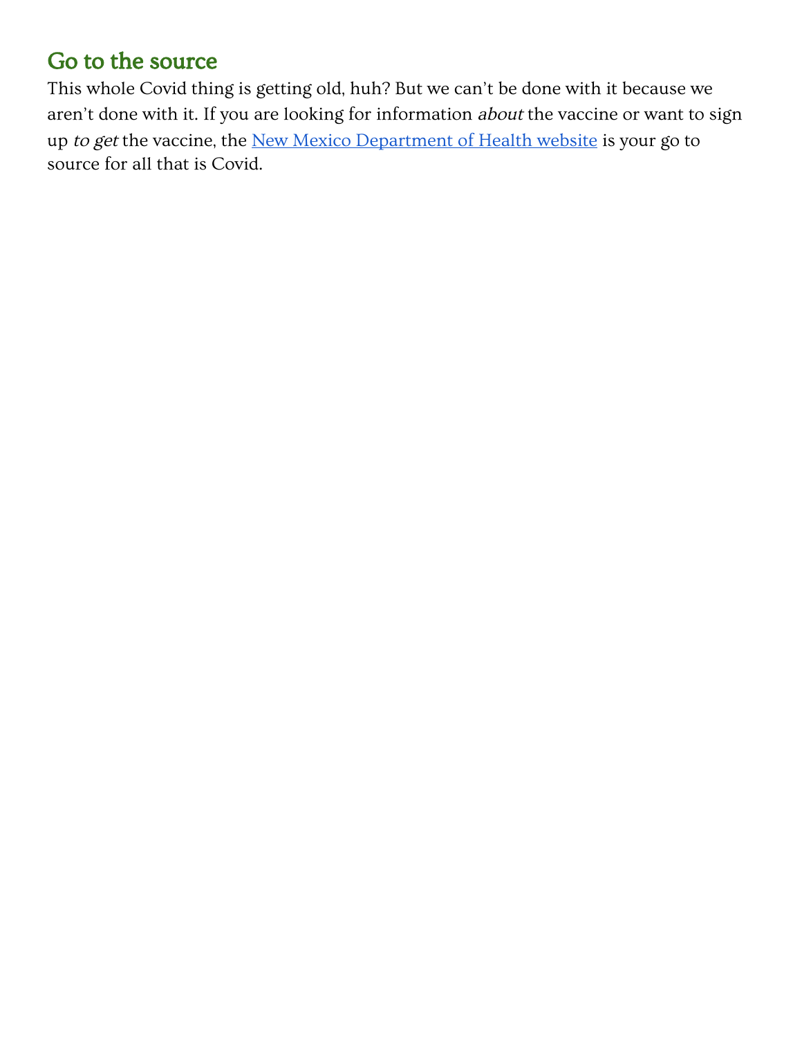## Go to the source

This whole Covid thing is getting old, huh? But we can't be done with it because we aren't done with it. If you are looking for information *about* the vaccine or want to sign up *to get* the vaccine, the New Mexico Department of Health website is your go to source for all that is Covid.